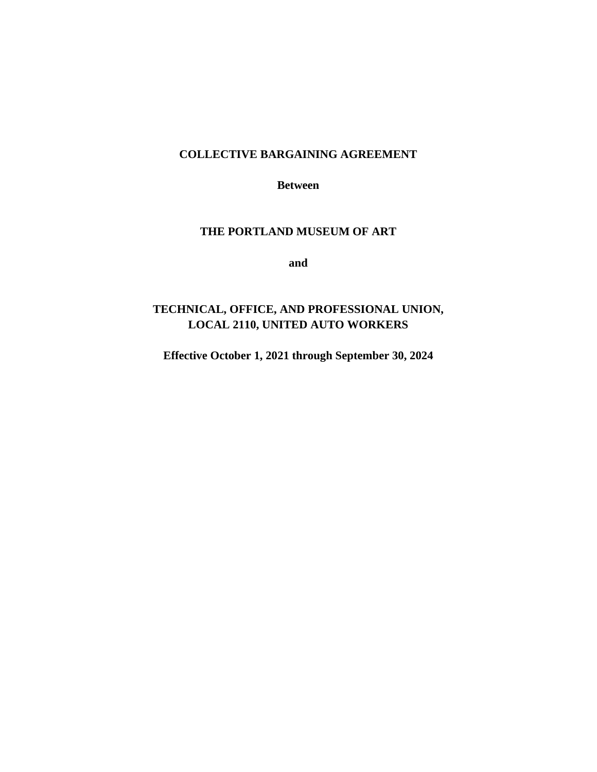# COLLECTIVE BARGAINING AGREEMENT

**Between**

**THE PORTLAND MUSEUM OF ART**

**and**

**TECHNICAL, OFFICE, AND PROFESSIONAL UNION, LOCAL 2110, UNITED AUTO WORKERS**

**Effective October 1, 2021 through September 30, 2024**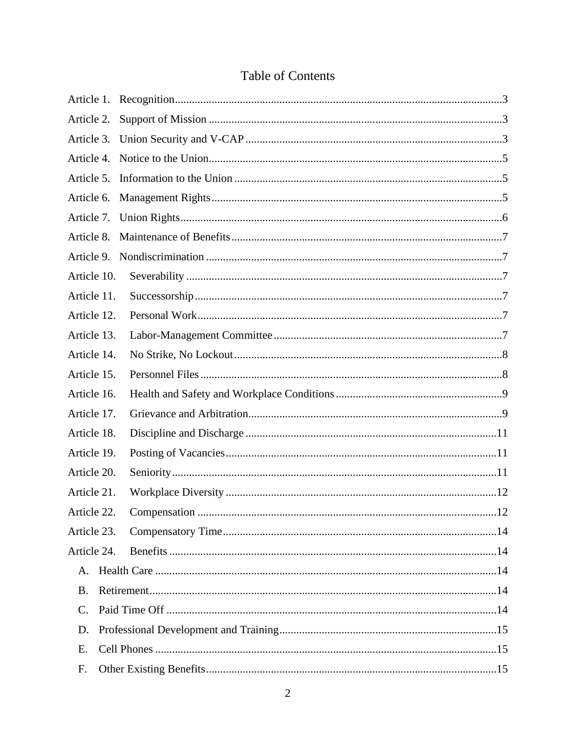# Table of Contents

Article 1. Recognition ........ 3
Article 2. Support of Mission ........ 3
Article 3. Union Security and V-CAP ........ 3
Article 4. Notice to the Union ........ 5
Article 5. Information to the Union ........ 5
Article 6. Management Rights ........ 5
Article 7. Union Rights ........ 6
Article 8. Maintenance of Benefits ........ 7
Article 9. Nondiscrimination ........ 7
Article 10. Severability ........ 7
Article 11. Successorship ........ 7
Article 12. Personal Work ........ 7
Article 13. Labor-Management Committee ........ 7
Article 14. No Strike, No Lockout ........ 8
Article 15. Personnel Files ........ 8
Article 16. Health and Safety and Workplace Conditions ........ 9
Article 17. Grievance and Arbitration ........ 9
Article 18. Discipline and Discharge ........ 11
Article 19. Posting of Vacancies ........ 11
Article 20. Seniority ........ 11
Article 21. Workplace Diversity ........ 12
Article 22. Compensation ........ 12
Article 23. Compensatory Time ........ 14
Article 24. Benefits ........ 14
- A. Health Care ........ 14
- B. Retirement ........ 14
- C. Paid Time Off ........ 14
- D. Professional Development and Training ........ 15
- E. Cell Phones ........ 15
- F. Other Existing Benefits ........ 15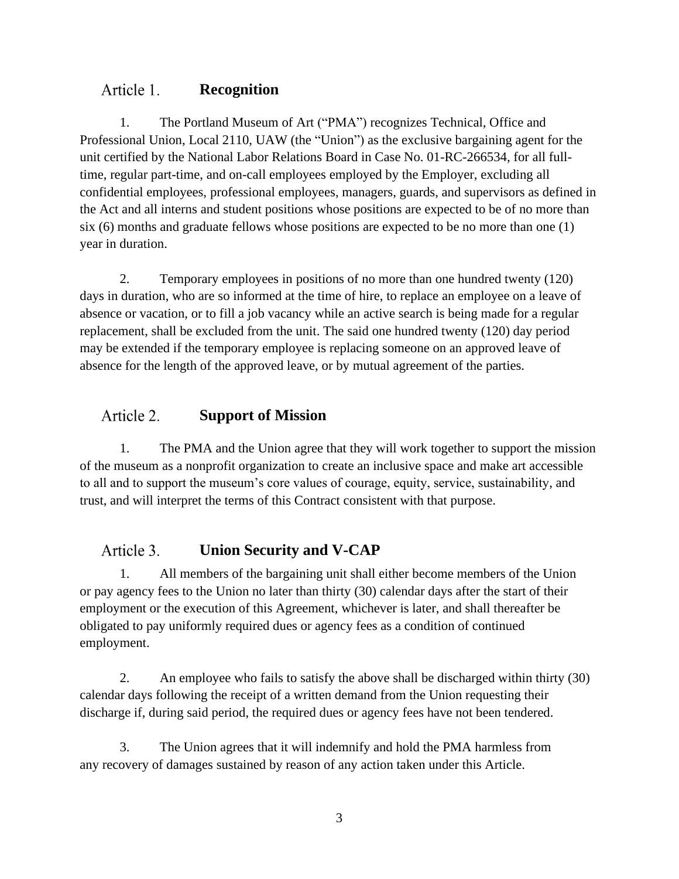## Article 1. **Recognition**

1. The Portland Museum of Art ("PMA") recognizes Technical, Office and Professional Union, Local 2110, UAW (the "Union") as the exclusive bargaining agent for the unit certified by the National Labor Relations Board in Case No. 01-RC-266534, for all full-time, regular part-time, and on-call employees employed by the Employer, excluding all confidential employees, professional employees, managers, guards, and supervisors as defined in the Act and all interns and student positions whose positions are expected to be of no more than six (6) months and graduate fellows whose positions are expected to be no more than one (1) year in duration.

2. Temporary employees in positions of no more than one hundred twenty (120) days in duration, who are so informed at the time of hire, to replace an employee on a leave of absence or vacation, or to fill a job vacancy while an active search is being made for a regular replacement, shall be excluded from the unit. The said one hundred twenty (120) day period may be extended if the temporary employee is replacing someone on an approved leave of absence for the length of the approved leave, or by mutual agreement of the parties.

## Article 2. **Support of Mission**

1. The PMA and the Union agree that they will work together to support the mission of the museum as a nonprofit organization to create an inclusive space and make art accessible to all and to support the museum's core values of courage, equity, service, sustainability, and trust, and will interpret the terms of this Contract consistent with that purpose.

## Article 3. **Union Security and V-CAP**

1. All members of the bargaining unit shall either become members of the Union or pay agency fees to the Union no later than thirty (30) calendar days after the start of their employment or the execution of this Agreement, whichever is later, and shall thereafter be obligated to pay uniformly required dues or agency fees as a condition of continued employment.

2. An employee who fails to satisfy the above shall be discharged within thirty (30) calendar days following the receipt of a written demand from the Union requesting their discharge if, during said period, the required dues or agency fees have not been tendered.

3. The Union agrees that it will indemnify and hold the PMA harmless from any recovery of damages sustained by reason of any action taken under this Article.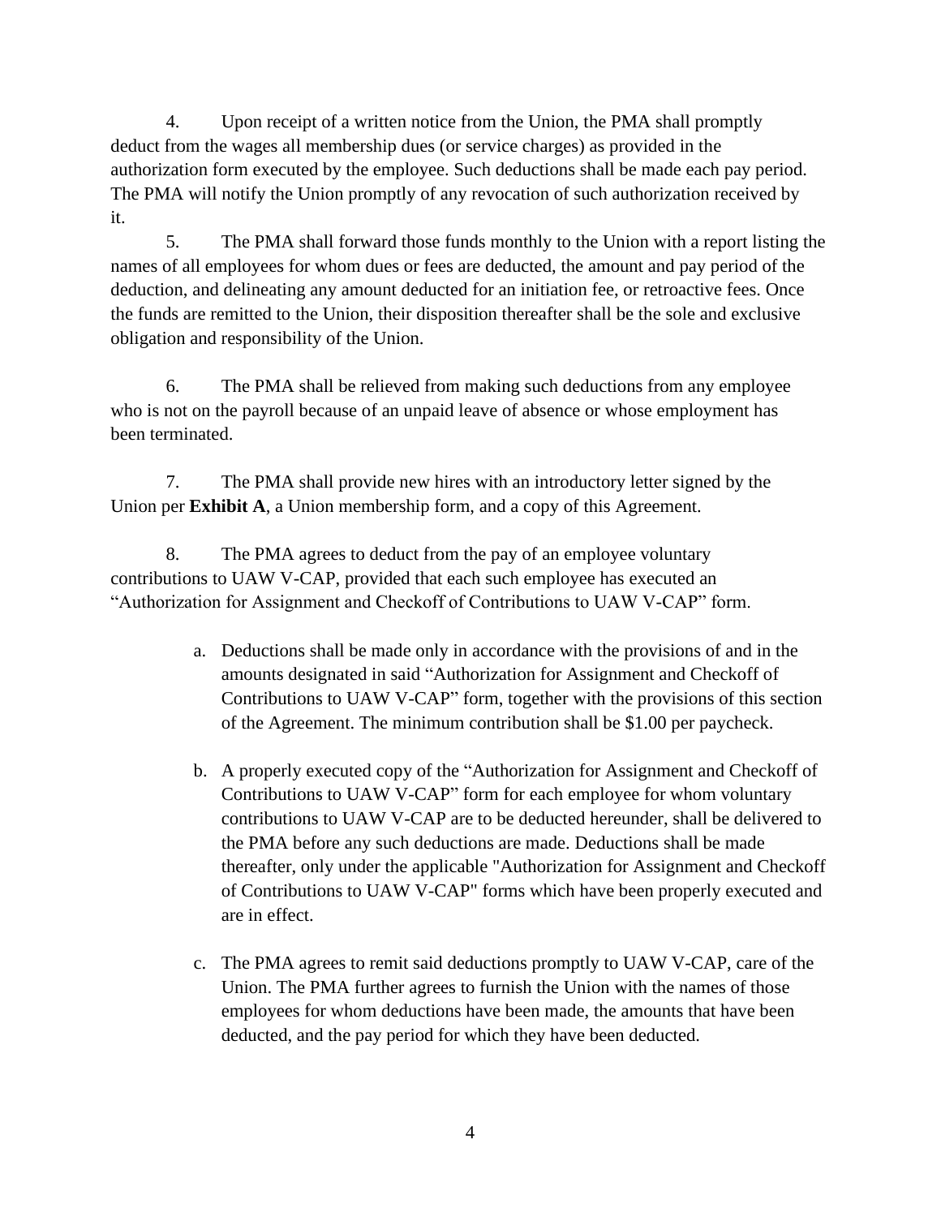4. Upon receipt of a written notice from the Union, the PMA shall promptly deduct from the wages all membership dues (or service charges) as provided in the authorization form executed by the employee. Such deductions shall be made each pay period. The PMA will notify the Union promptly of any revocation of such authorization received by it.

5. The PMA shall forward those funds monthly to the Union with a report listing the names of all employees for whom dues or fees are deducted, the amount and pay period of the deduction, and delineating any amount deducted for an initiation fee, or retroactive fees. Once the funds are remitted to the Union, their disposition thereafter shall be the sole and exclusive obligation and responsibility of the Union.

6. The PMA shall be relieved from making such deductions from any employee who is not on the payroll because of an unpaid leave of absence or whose employment has been terminated.

7. The PMA shall provide new hires with an introductory letter signed by the Union per **Exhibit A**, a Union membership form, and a copy of this Agreement.

8. The PMA agrees to deduct from the pay of an employee voluntary contributions to UAW V-CAP, provided that each such employee has executed an "Authorization for Assignment and Checkoff of Contributions to UAW V-CAP" form.

   a. Deductions shall be made only in accordance with the provisions of and in the amounts designated in said "Authorization for Assignment and Checkoff of Contributions to UAW V-CAP" form, together with the provisions of this section of the Agreement. The minimum contribution shall be $1.00 per paycheck.

   b. A properly executed copy of the "Authorization for Assignment and Checkoff of Contributions to UAW V-CAP" form for each employee for whom voluntary contributions to UAW V-CAP are to be deducted hereunder, shall be delivered to the PMA before any such deductions are made. Deductions shall be made thereafter, only under the applicable "Authorization for Assignment and Checkoff of Contributions to UAW V-CAP" forms which have been properly executed and are in effect.

   c. The PMA agrees to remit said deductions promptly to UAW V-CAP, care of the Union. The PMA further agrees to furnish the Union with the names of those employees for whom deductions have been made, the amounts that have been deducted, and the pay period for which they have been deducted.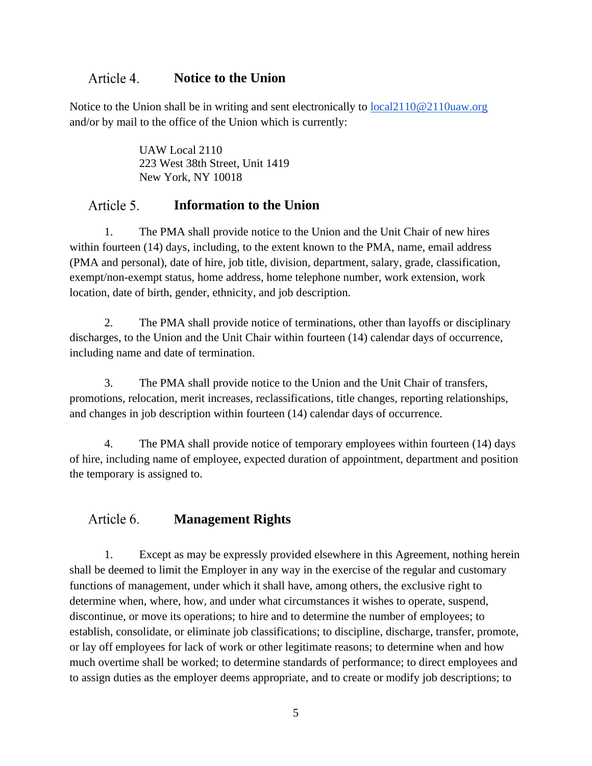## Article 4. Notice to the Union

Notice to the Union shall be in writing and sent electronically to local2110@2110uaw.org and/or by mail to the office of the Union which is currently:

UAW Local 2110
223 West 38th Street, Unit 1419
New York, NY 10018

## Article 5. Information to the Union

1. The PMA shall provide notice to the Union and the Unit Chair of new hires within fourteen (14) days, including, to the extent known to the PMA, name, email address (PMA and personal), date of hire, job title, division, department, salary, grade, classification, exempt/non-exempt status, home address, home telephone number, work extension, work location, date of birth, gender, ethnicity, and job description.

2. The PMA shall provide notice of terminations, other than layoffs or disciplinary discharges, to the Union and the Unit Chair within fourteen (14) calendar days of occurrence, including name and date of termination.

3. The PMA shall provide notice to the Union and the Unit Chair of transfers, promotions, relocation, merit increases, reclassifications, title changes, reporting relationships, and changes in job description within fourteen (14) calendar days of occurrence.

4. The PMA shall provide notice of temporary employees within fourteen (14) days of hire, including name of employee, expected duration of appointment, department and position the temporary is assigned to.

## Article 6. Management Rights

1. Except as may be expressly provided elsewhere in this Agreement, nothing herein shall be deemed to limit the Employer in any way in the exercise of the regular and customary functions of management, under which it shall have, among others, the exclusive right to determine when, where, how, and under what circumstances it wishes to operate, suspend, discontinue, or move its operations; to hire and to determine the number of employees; to establish, consolidate, or eliminate job classifications; to discipline, discharge, transfer, promote, or lay off employees for lack of work or other legitimate reasons; to determine when and how much overtime shall be worked; to determine standards of performance; to direct employees and to assign duties as the employer deems appropriate, and to create or modify job descriptions; to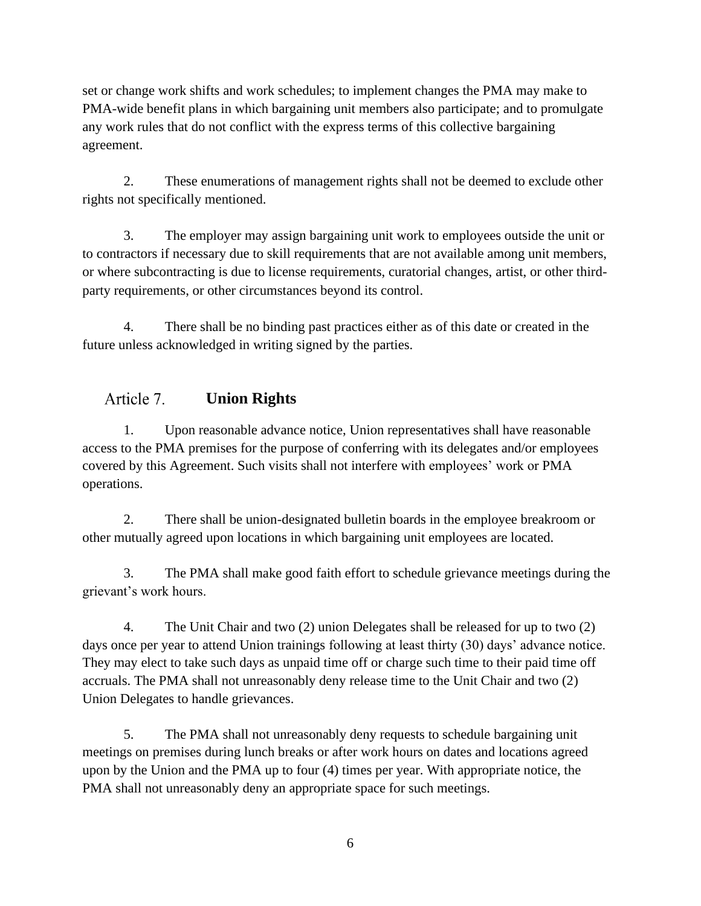set or change work shifts and work schedules; to implement changes the PMA may make to PMA-wide benefit plans in which bargaining unit members also participate; and to promulgate any work rules that do not conflict with the express terms of this collective bargaining agreement.

2. These enumerations of management rights shall not be deemed to exclude other rights not specifically mentioned.

3. The employer may assign bargaining unit work to employees outside the unit or to contractors if necessary due to skill requirements that are not available among unit members, or where subcontracting is due to license requirements, curatorial changes, artist, or other third-party requirements, or other circumstances beyond its control.

4. There shall be no binding past practices either as of this date or created in the future unless acknowledged in writing signed by the parties.

## Article 7. **Union Rights**

1. Upon reasonable advance notice, Union representatives shall have reasonable access to the PMA premises for the purpose of conferring with its delegates and/or employees covered by this Agreement. Such visits shall not interfere with employees' work or PMA operations.

2. There shall be union-designated bulletin boards in the employee breakroom or other mutually agreed upon locations in which bargaining unit employees are located.

3. The PMA shall make good faith effort to schedule grievance meetings during the grievant's work hours.

4. The Unit Chair and two (2) union Delegates shall be released for up to two (2) days once per year to attend Union trainings following at least thirty (30) days' advance notice. They may elect to take such days as unpaid time off or charge such time to their paid time off accruals. The PMA shall not unreasonably deny release time to the Unit Chair and two (2) Union Delegates to handle grievances.

5. The PMA shall not unreasonably deny requests to schedule bargaining unit meetings on premises during lunch breaks or after work hours on dates and locations agreed upon by the Union and the PMA up to four (4) times per year. With appropriate notice, the PMA shall not unreasonably deny an appropriate space for such meetings.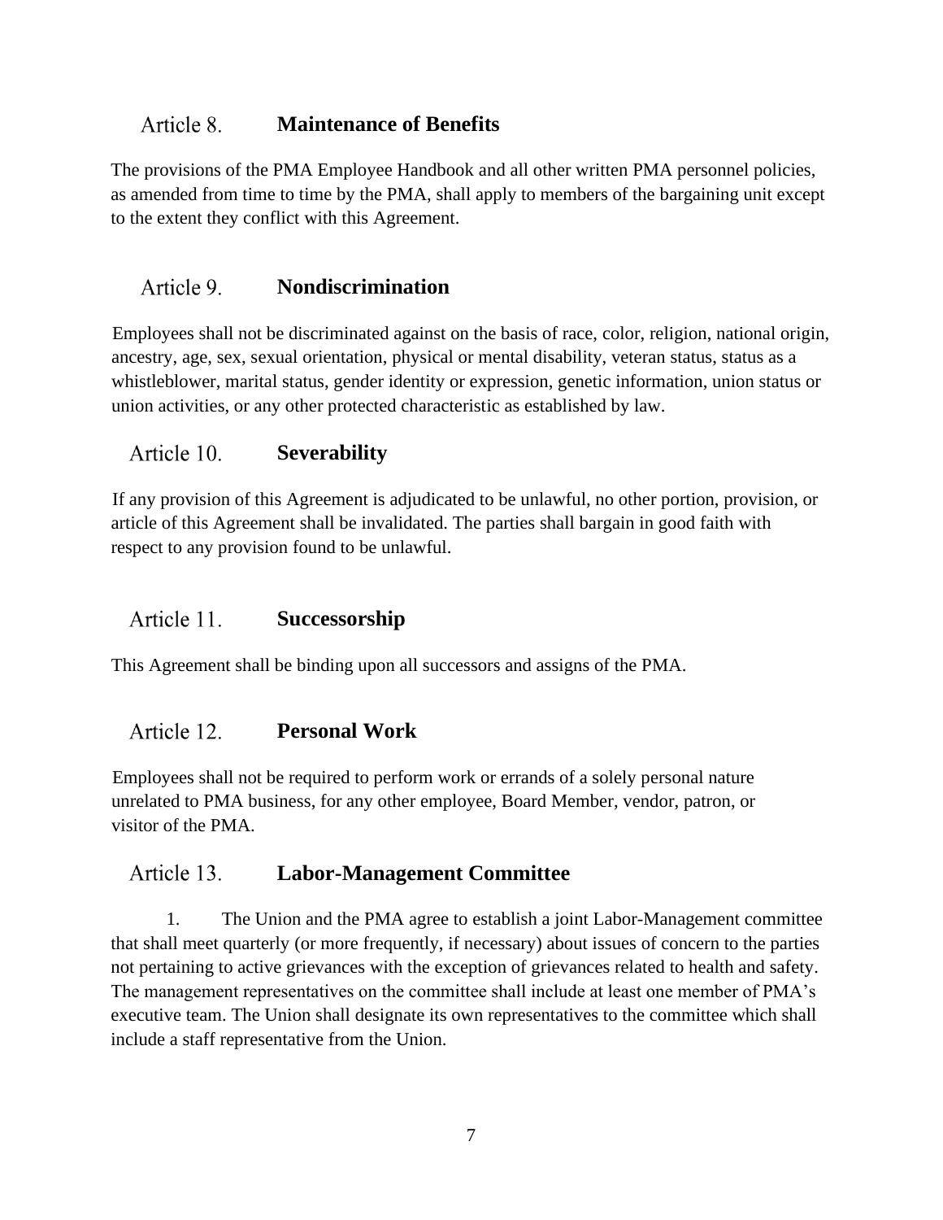## Article 8. **Maintenance of Benefits**

The provisions of the PMA Employee Handbook and all other written PMA personnel policies, as amended from time to time by the PMA, shall apply to members of the bargaining unit except to the extent they conflict with this Agreement.

## Article 9. **Nondiscrimination**

Employees shall not be discriminated against on the basis of race, color, religion, national origin, ancestry, age, sex, sexual orientation, physical or mental disability, veteran status, status as a whistleblower, marital status, gender identity or expression, genetic information, union status or union activities, or any other protected characteristic as established by law.

## Article 10. **Severability**

If any provision of this Agreement is adjudicated to be unlawful, no other portion, provision, or article of this Agreement shall be invalidated. The parties shall bargain in good faith with respect to any provision found to be unlawful.

## Article 11. **Successorship**

This Agreement shall be binding upon all successors and assigns of the PMA.

## Article 12. **Personal Work**

Employees shall not be required to perform work or errands of a solely personal nature unrelated to PMA business, for any other employee, Board Member, vendor, patron, or visitor of the PMA.

## Article 13. **Labor-Management Committee**

1. The Union and the PMA agree to establish a joint Labor-Management committee that shall meet quarterly (or more frequently, if necessary) about issues of concern to the parties not pertaining to active grievances with the exception of grievances related to health and safety. The management representatives on the committee shall include at least one member of PMA's executive team. The Union shall designate its own representatives to the committee which shall include a staff representative from the Union.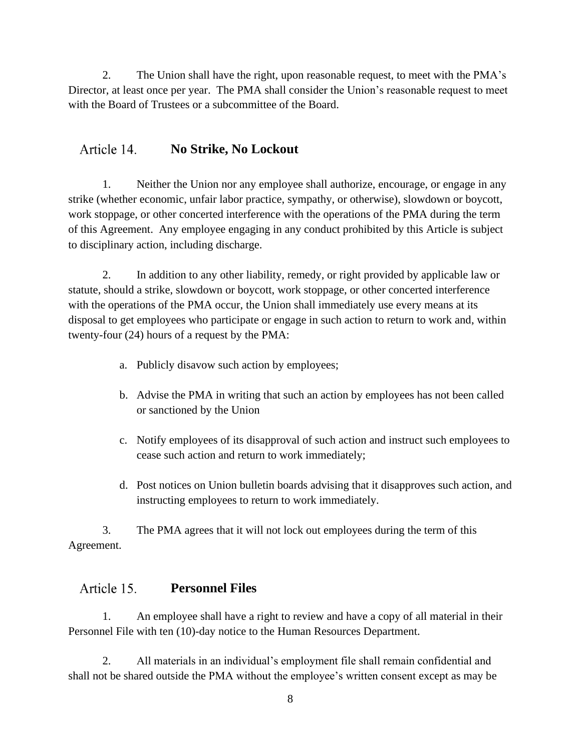2. The Union shall have the right, upon reasonable request, to meet with the PMA's Director, at least once per year. The PMA shall consider the Union's reasonable request to meet with the Board of Trustees or a subcommittee of the Board.

## Article 14. No Strike, No Lockout

1. Neither the Union nor any employee shall authorize, encourage, or engage in any strike (whether economic, unfair labor practice, sympathy, or otherwise), slowdown or boycott, work stoppage, or other concerted interference with the operations of the PMA during the term of this Agreement. Any employee engaging in any conduct prohibited by this Article is subject to disciplinary action, including discharge.

2. In addition to any other liability, remedy, or right provided by applicable law or statute, should a strike, slowdown or boycott, work stoppage, or other concerted interference with the operations of the PMA occur, the Union shall immediately use every means at its disposal to get employees who participate or engage in such action to return to work and, within twenty-four (24) hours of a request by the PMA:

   a. Publicly disavow such action by employees;

   b. Advise the PMA in writing that such an action by employees has not been called or sanctioned by the Union

   c. Notify employees of its disapproval of such action and instruct such employees to cease such action and return to work immediately;

   d. Post notices on Union bulletin boards advising that it disapproves such action, and instructing employees to return to work immediately.

3. The PMA agrees that it will not lock out employees during the term of this Agreement.

## Article 15. Personnel Files

1. An employee shall have a right to review and have a copy of all material in their Personnel File with ten (10)-day notice to the Human Resources Department.

2. All materials in an individual's employment file shall remain confidential and shall not be shared outside the PMA without the employee's written consent except as may be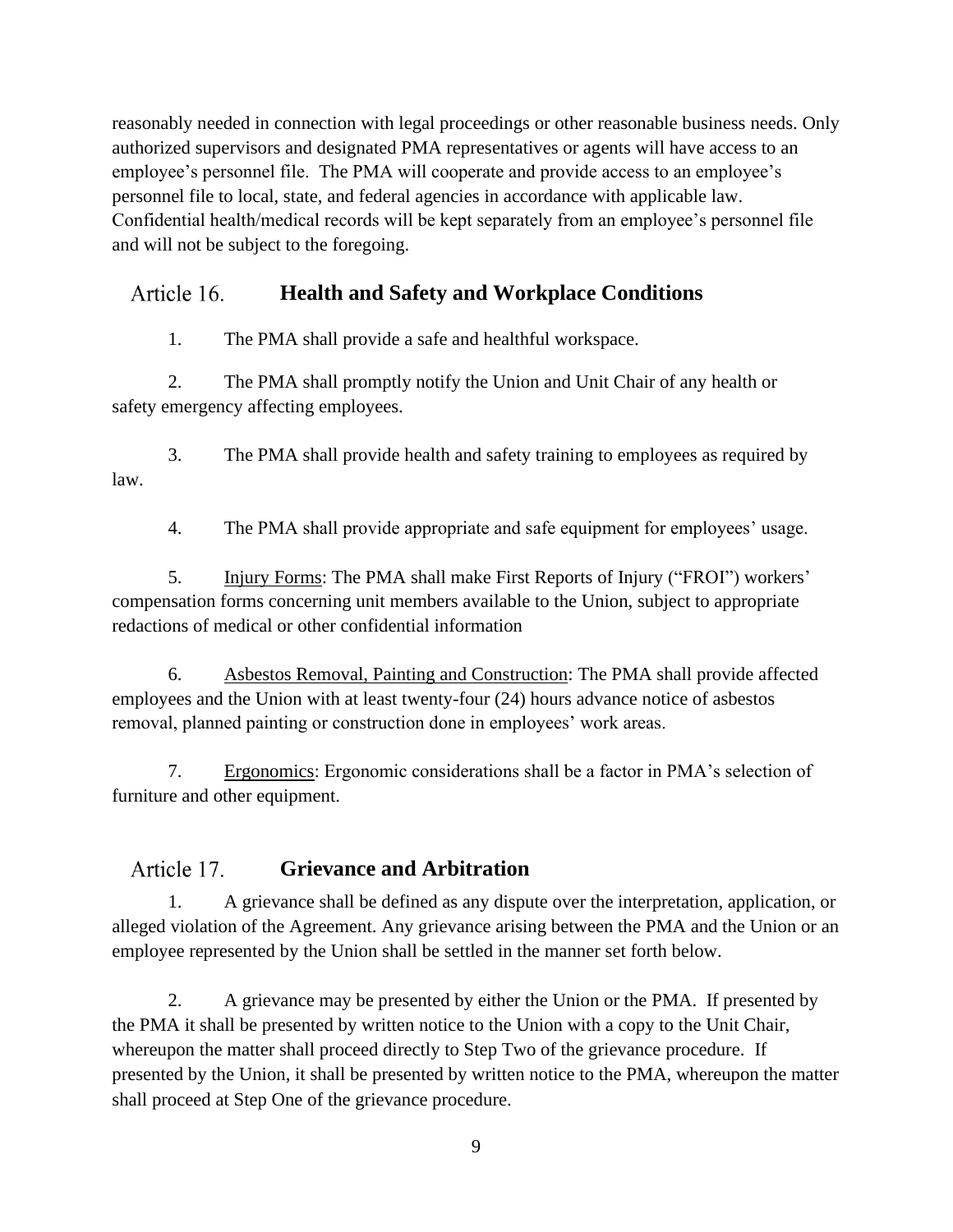reasonably needed in connection with legal proceedings or other reasonable business needs. Only authorized supervisors and designated PMA representatives or agents will have access to an employee's personnel file. The PMA will cooperate and provide access to an employee's personnel file to local, state, and federal agencies in accordance with applicable law. Confidential health/medical records will be kept separately from an employee's personnel file and will not be subject to the foregoing.

## Article 16. **Health and Safety and Workplace Conditions**

1. The PMA shall provide a safe and healthful workspace.

2. The PMA shall promptly notify the Union and Unit Chair of any health or safety emergency affecting employees.

3. The PMA shall provide health and safety training to employees as required by law.

4. The PMA shall provide appropriate and safe equipment for employees' usage.

5. Injury Forms: The PMA shall make First Reports of Injury ("FROI") workers' compensation forms concerning unit members available to the Union, subject to appropriate redactions of medical or other confidential information

6. Asbestos Removal, Painting and Construction: The PMA shall provide affected employees and the Union with at least twenty-four (24) hours advance notice of asbestos removal, planned painting or construction done in employees' work areas.

7. Ergonomics: Ergonomic considerations shall be a factor in PMA's selection of furniture and other equipment.

## Article 17. **Grievance and Arbitration**

1. A grievance shall be defined as any dispute over the interpretation, application, or alleged violation of the Agreement. Any grievance arising between the PMA and the Union or an employee represented by the Union shall be settled in the manner set forth below.

2. A grievance may be presented by either the Union or the PMA. If presented by the PMA it shall be presented by written notice to the Union with a copy to the Unit Chair, whereupon the matter shall proceed directly to Step Two of the grievance procedure. If presented by the Union, it shall be presented by written notice to the PMA, whereupon the matter shall proceed at Step One of the grievance procedure.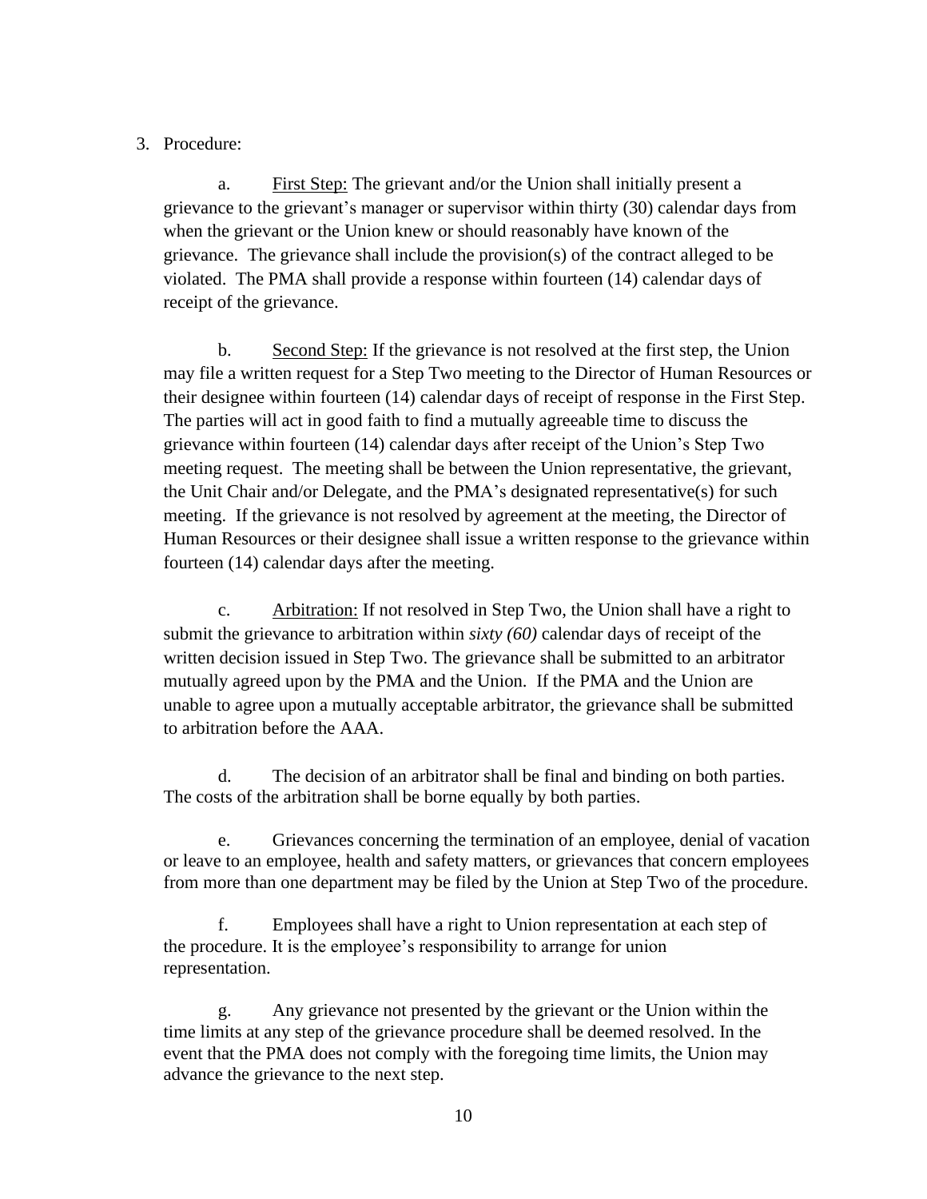3. Procedure:

   a. <u>First Step:</u> The grievant and/or the Union shall initially present a grievance to the grievant's manager or supervisor within thirty (30) calendar days from when the grievant or the Union knew or should reasonably have known of the grievance. The grievance shall include the provision(s) of the contract alleged to be violated. The PMA shall provide a response within fourteen (14) calendar days of receipt of the grievance.

   b. <u>Second Step:</u> If the grievance is not resolved at the first step, the Union may file a written request for a Step Two meeting to the Director of Human Resources or their designee within fourteen (14) calendar days of receipt of response in the First Step. The parties will act in good faith to find a mutually agreeable time to discuss the grievance within fourteen (14) calendar days after receipt of the Union's Step Two meeting request. The meeting shall be between the Union representative, the grievant, the Unit Chair and/or Delegate, and the PMA's designated representative(s) for such meeting. If the grievance is not resolved by agreement at the meeting, the Director of Human Resources or their designee shall issue a written response to the grievance within fourteen (14) calendar days after the meeting.

   c. <u>Arbitration:</u> If not resolved in Step Two, the Union shall have a right to submit the grievance to arbitration within *sixty (60)* calendar days of receipt of the written decision issued in Step Two. The grievance shall be submitted to an arbitrator mutually agreed upon by the PMA and the Union. If the PMA and the Union are unable to agree upon a mutually acceptable arbitrator, the grievance shall be submitted to arbitration before the AAA.

   d. The decision of an arbitrator shall be final and binding on both parties. The costs of the arbitration shall be borne equally by both parties.

   e. Grievances concerning the termination of an employee, denial of vacation or leave to an employee, health and safety matters, or grievances that concern employees from more than one department may be filed by the Union at Step Two of the procedure.

   f. Employees shall have a right to Union representation at each step of the procedure. It is the employee's responsibility to arrange for union representation.

   g. Any grievance not presented by the grievant or the Union within the time limits at any step of the grievance procedure shall be deemed resolved. In the event that the PMA does not comply with the foregoing time limits, the Union may advance the grievance to the next step.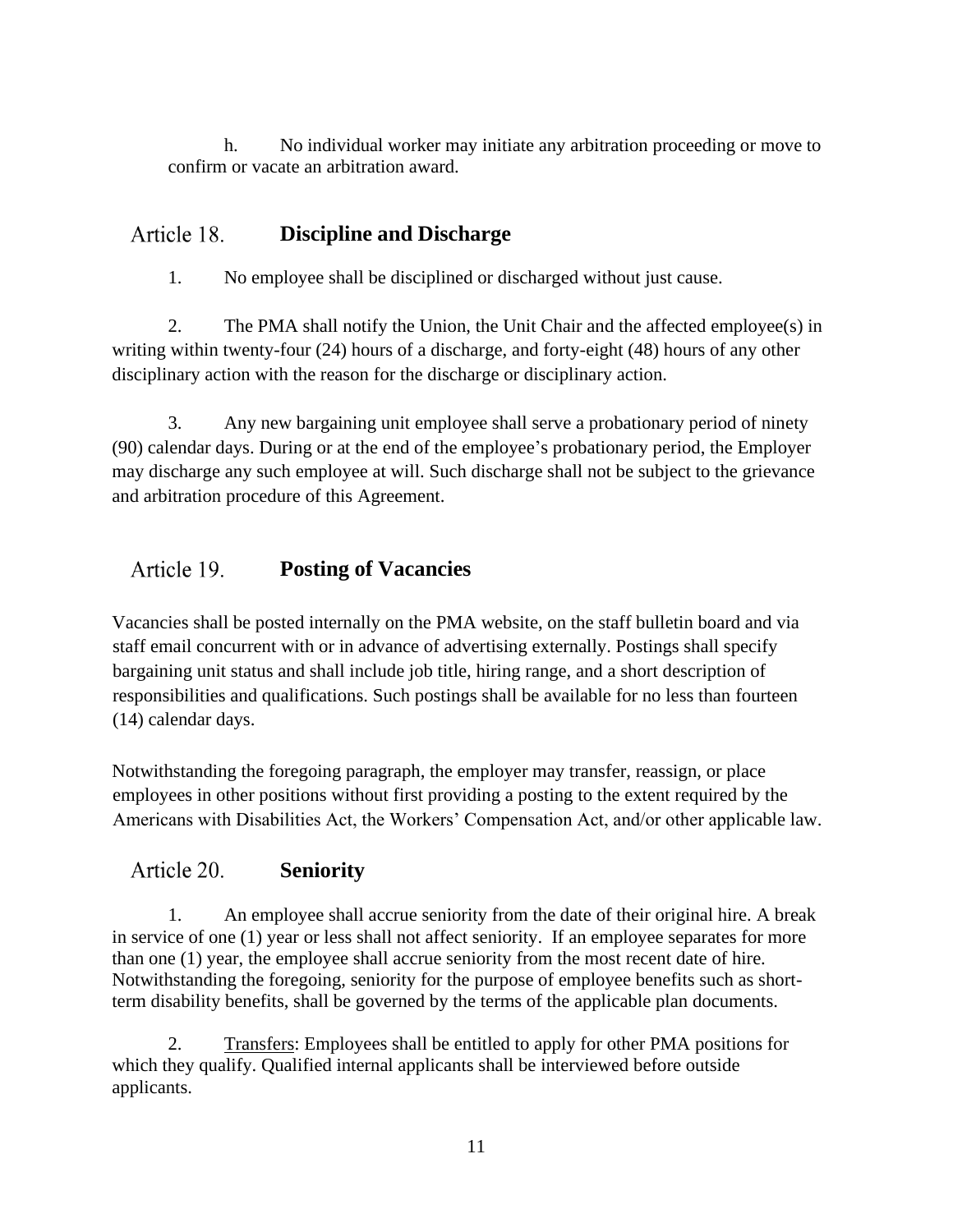h. No individual worker may initiate any arbitration proceeding or move to confirm or vacate an arbitration award.

## Article 18. Discipline and Discharge

1. No employee shall be disciplined or discharged without just cause.

2. The PMA shall notify the Union, the Unit Chair and the affected employee(s) in writing within twenty-four (24) hours of a discharge, and forty-eight (48) hours of any other disciplinary action with the reason for the discharge or disciplinary action.

3. Any new bargaining unit employee shall serve a probationary period of ninety (90) calendar days. During or at the end of the employee's probationary period, the Employer may discharge any such employee at will. Such discharge shall not be subject to the grievance and arbitration procedure of this Agreement.

## Article 19. Posting of Vacancies

Vacancies shall be posted internally on the PMA website, on the staff bulletin board and via staff email concurrent with or in advance of advertising externally. Postings shall specify bargaining unit status and shall include job title, hiring range, and a short description of responsibilities and qualifications. Such postings shall be available for no less than fourteen (14) calendar days.

Notwithstanding the foregoing paragraph, the employer may transfer, reassign, or place employees in other positions without first providing a posting to the extent required by the Americans with Disabilities Act, the Workers' Compensation Act, and/or other applicable law.

## Article 20. Seniority

1. An employee shall accrue seniority from the date of their original hire. A break in service of one (1) year or less shall not affect seniority. If an employee separates for more than one (1) year, the employee shall accrue seniority from the most recent date of hire. Notwithstanding the foregoing, seniority for the purpose of employee benefits such as short-term disability benefits, shall be governed by the terms of the applicable plan documents.

2. Transfers: Employees shall be entitled to apply for other PMA positions for which they qualify. Qualified internal applicants shall be interviewed before outside applicants.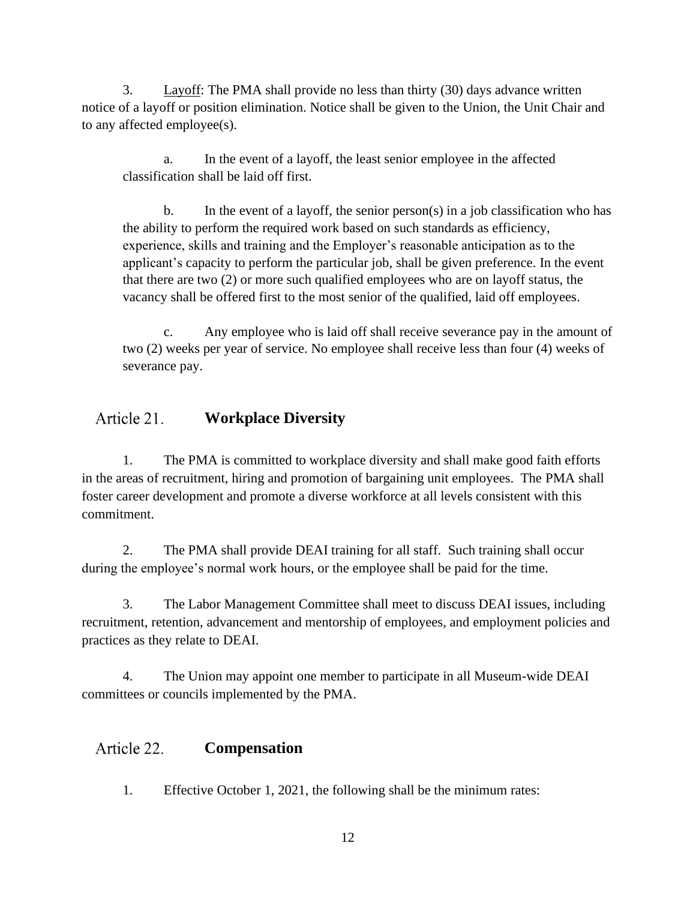3. Layoff: The PMA shall provide no less than thirty (30) days advance written notice of a layoff or position elimination. Notice shall be given to the Union, the Unit Chair and to any affected employee(s).

a. In the event of a layoff, the least senior employee in the affected classification shall be laid off first.

b. In the event of a layoff, the senior person(s) in a job classification who has the ability to perform the required work based on such standards as efficiency, experience, skills and training and the Employer's reasonable anticipation as to the applicant's capacity to perform the particular job, shall be given preference. In the event that there are two (2) or more such qualified employees who are on layoff status, the vacancy shall be offered first to the most senior of the qualified, laid off employees.

c. Any employee who is laid off shall receive severance pay in the amount of two (2) weeks per year of service. No employee shall receive less than four (4) weeks of severance pay.

## Article 21. **Workplace Diversity**

1. The PMA is committed to workplace diversity and shall make good faith efforts in the areas of recruitment, hiring and promotion of bargaining unit employees. The PMA shall foster career development and promote a diverse workforce at all levels consistent with this commitment.

2. The PMA shall provide DEAI training for all staff. Such training shall occur during the employee's normal work hours, or the employee shall be paid for the time.

3. The Labor Management Committee shall meet to discuss DEAI issues, including recruitment, retention, advancement and mentorship of employees, and employment policies and practices as they relate to DEAI.

4. The Union may appoint one member to participate in all Museum-wide DEAI committees or councils implemented by the PMA.

## Article 22. **Compensation**

1. Effective October 1, 2021, the following shall be the minimum rates: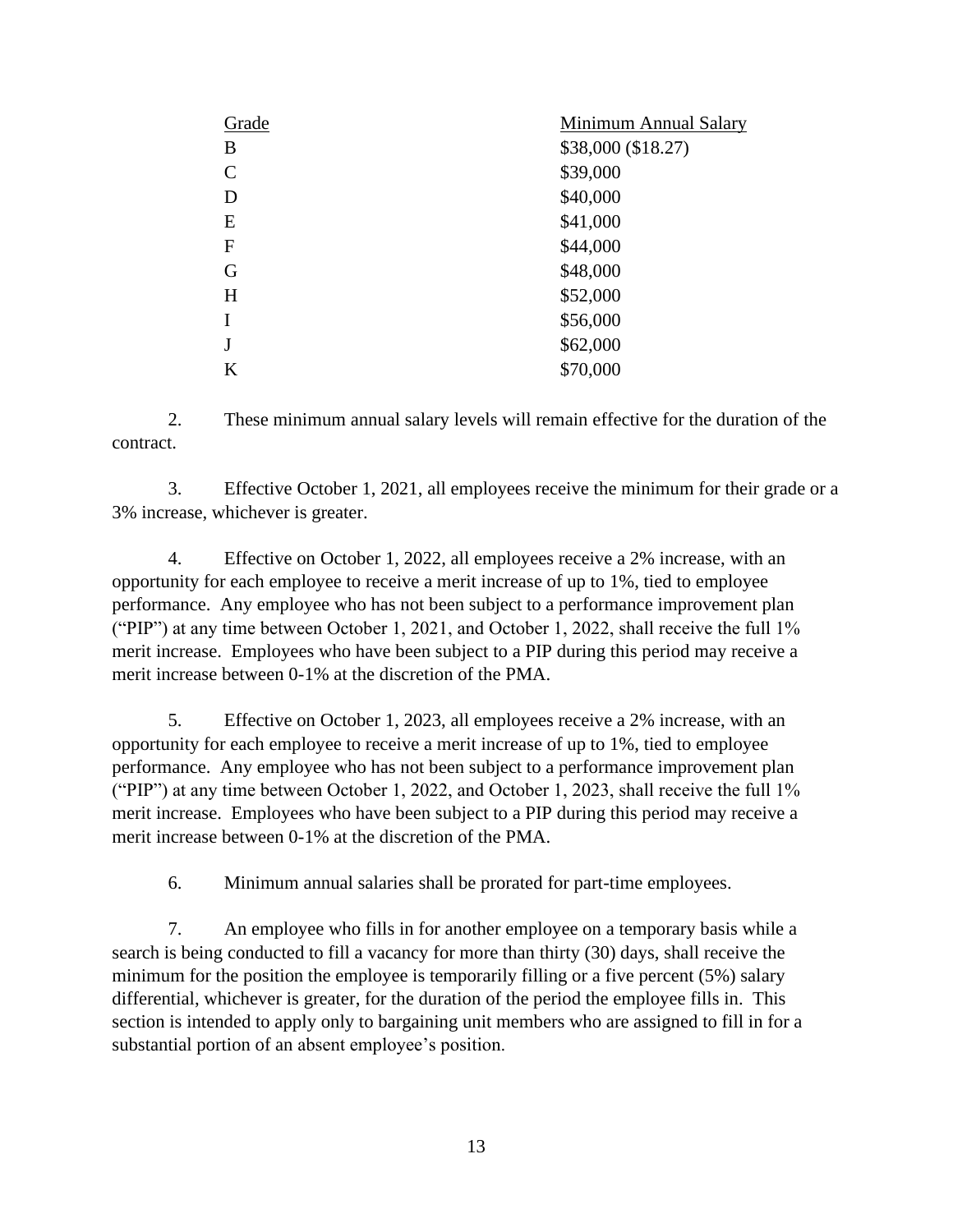| Grade | Minimum Annual Salary |
| --- | --- |
| B | $38,000 ($18.27) |
| C | $39,000 |
| D | $40,000 |
| E | $41,000 |
| F | $44,000 |
| G | $48,000 |
| H | $52,000 |
| I | $56,000 |
| J | $62,000 |
| K | $70,000 |

2. These minimum annual salary levels will remain effective for the duration of the contract.

3. Effective October 1, 2021, all employees receive the minimum for their grade or a 3% increase, whichever is greater.

4. Effective on October 1, 2022, all employees receive a 2% increase, with an opportunity for each employee to receive a merit increase of up to 1%, tied to employee performance. Any employee who has not been subject to a performance improvement plan ("PIP") at any time between October 1, 2021, and October 1, 2022, shall receive the full 1% merit increase. Employees who have been subject to a PIP during this period may receive a merit increase between 0-1% at the discretion of the PMA.

5. Effective on October 1, 2023, all employees receive a 2% increase, with an opportunity for each employee to receive a merit increase of up to 1%, tied to employee performance. Any employee who has not been subject to a performance improvement plan ("PIP") at any time between October 1, 2022, and October 1, 2023, shall receive the full 1% merit increase. Employees who have been subject to a PIP during this period may receive a merit increase between 0-1% at the discretion of the PMA.

6. Minimum annual salaries shall be prorated for part-time employees.

7. An employee who fills in for another employee on a temporary basis while a search is being conducted to fill a vacancy for more than thirty (30) days, shall receive the minimum for the position the employee is temporarily filling or a five percent (5%) salary differential, whichever is greater, for the duration of the period the employee fills in. This section is intended to apply only to bargaining unit members who are assigned to fill in for a substantial portion of an absent employee's position.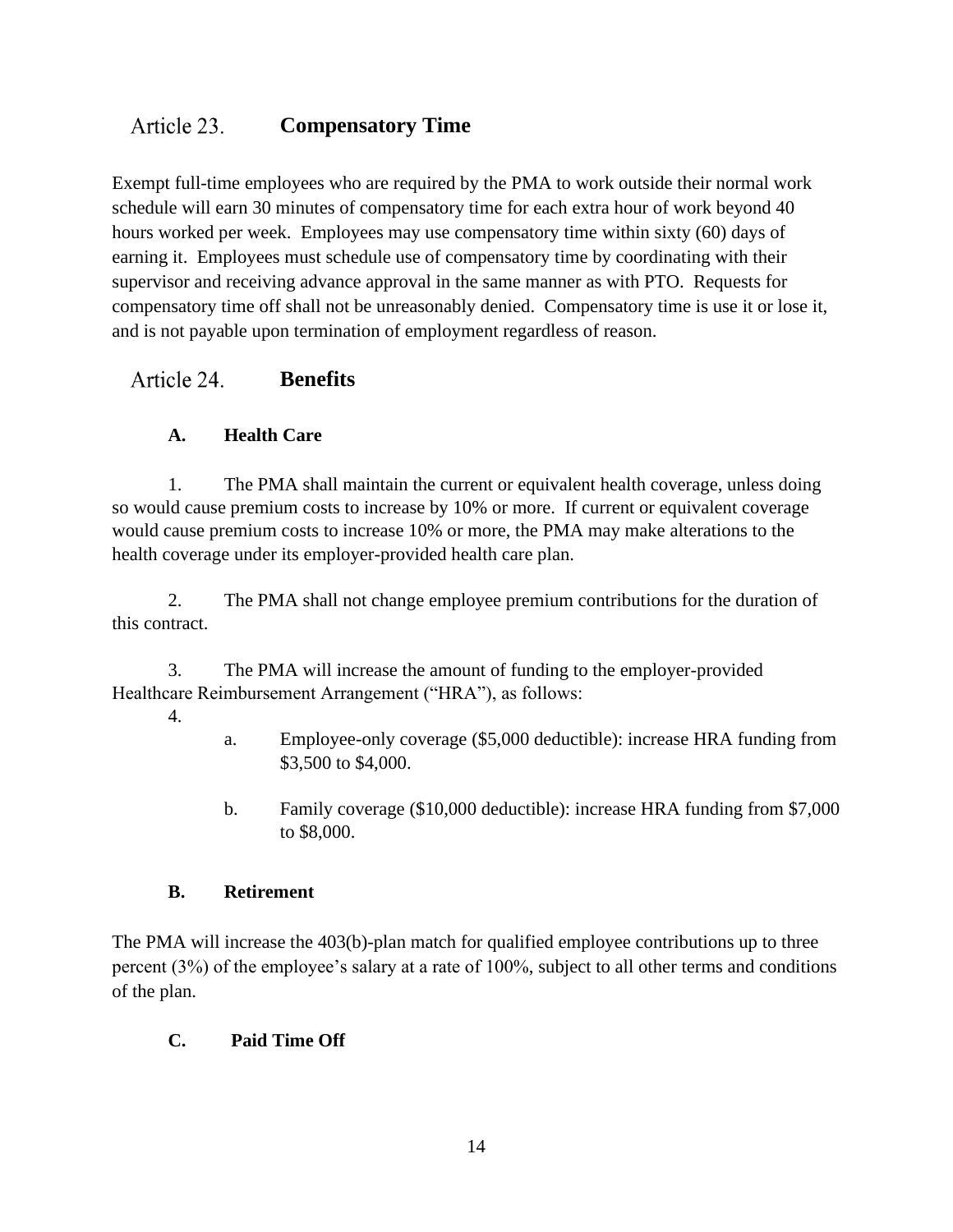## Article 23. **Compensatory Time**

Exempt full-time employees who are required by the PMA to work outside their normal work schedule will earn 30 minutes of compensatory time for each extra hour of work beyond 40 hours worked per week. Employees may use compensatory time within sixty (60) days of earning it. Employees must schedule use of compensatory time by coordinating with their supervisor and receiving advance approval in the same manner as with PTO. Requests for compensatory time off shall not be unreasonably denied. Compensatory time is use it or lose it, and is not payable upon termination of employment regardless of reason.

## Article 24. **Benefits**

### A. Health Care

1. The PMA shall maintain the current or equivalent health coverage, unless doing so would cause premium costs to increase by 10% or more. If current or equivalent coverage would cause premium costs to increase 10% or more, the PMA may make alterations to the health coverage under its employer-provided health care plan.

2. The PMA shall not change employee premium contributions for the duration of this contract.

3. The PMA will increase the amount of funding to the employer-provided Healthcare Reimbursement Arrangement (“HRA”), as follows:

4.

   a. Employee-only coverage ($5,000 deductible): increase HRA funding from $3,500 to $4,000.

   b. Family coverage ($10,000 deductible): increase HRA funding from $7,000 to $8,000.

### B. Retirement

The PMA will increase the 403(b)-plan match for qualified employee contributions up to three percent (3%) of the employee’s salary at a rate of 100%, subject to all other terms and conditions of the plan.

### C. Paid Time Off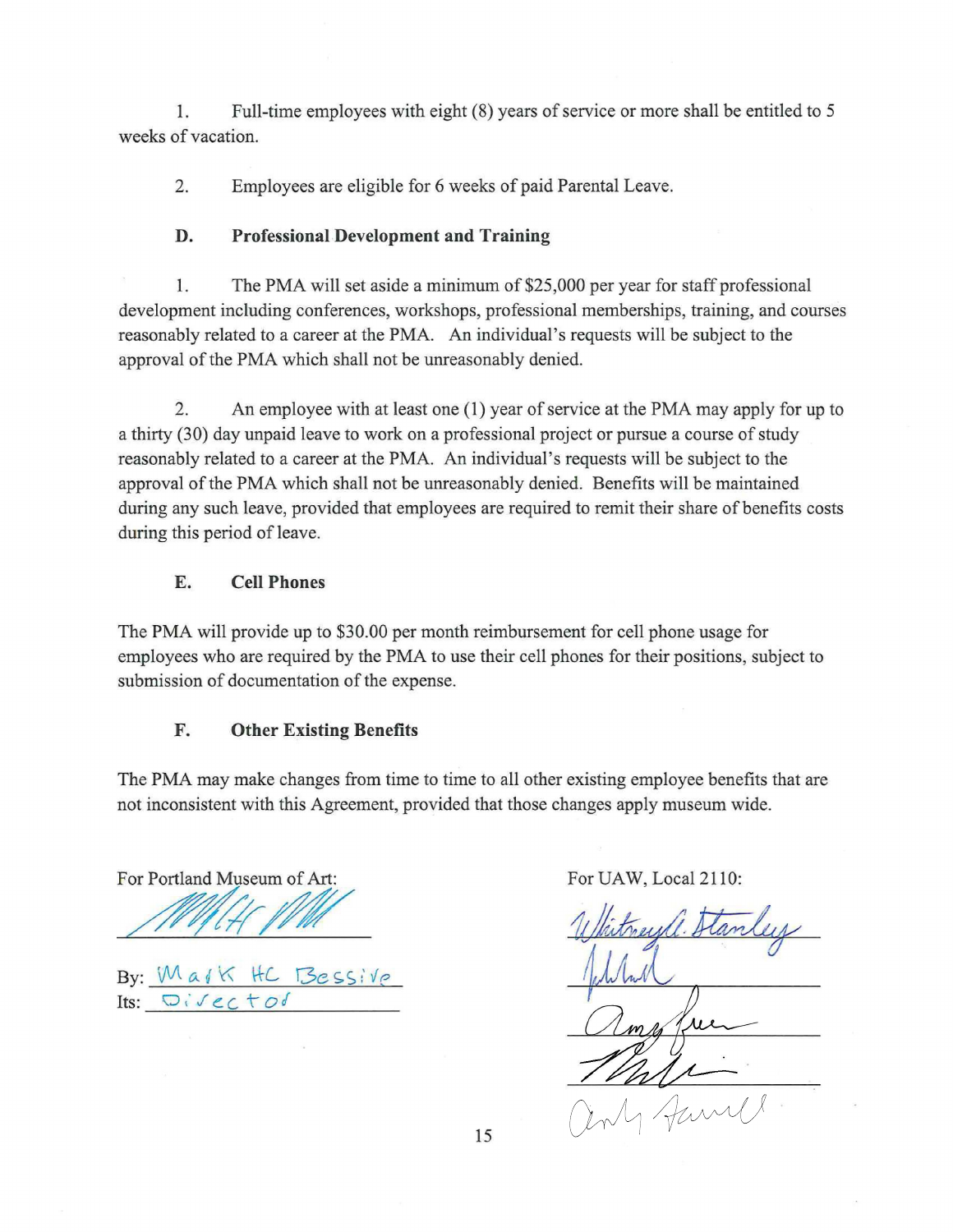1. Full-time employees with eight (8) years of service or more shall be entitled to 5 weeks of vacation.

2. Employees are eligible for 6 weeks of paid Parental Leave.

### D. Professional Development and Training

1. The PMA will set aside a minimum of $25,000 per year for staff professional development including conferences, workshops, professional memberships, training, and courses reasonably related to a career at the PMA. An individual's requests will be subject to the approval of the PMA which shall not be unreasonably denied.

2. An employee with at least one (1) year of service at the PMA may apply for up to a thirty (30) day unpaid leave to work on a professional project or pursue a course of study reasonably related to a career at the PMA. An individual's requests will be subject to the approval of the PMA which shall not be unreasonably denied. Benefits will be maintained during any such leave, provided that employees are required to remit their share of benefits costs during this period of leave.

### E. Cell Phones

The PMA will provide up to $30.00 per month reimbursement for cell phone usage for employees who are required by the PMA to use their cell phones for their positions, subject to submission of documentation of the expense.

### F. Other Existing Benefits

The PMA may make changes from time to time to all other existing employee benefits that are not inconsistent with this Agreement, provided that those changes apply museum wide.

For Portland Museum of Art:

[signature]

By: Mark HC Bessire
Its: Director

For UAW, Local 2110:

[signature] Whitney A. Stanley

[signature]

[signature] Amy Freer

[signature]

[signature] Andy Farrell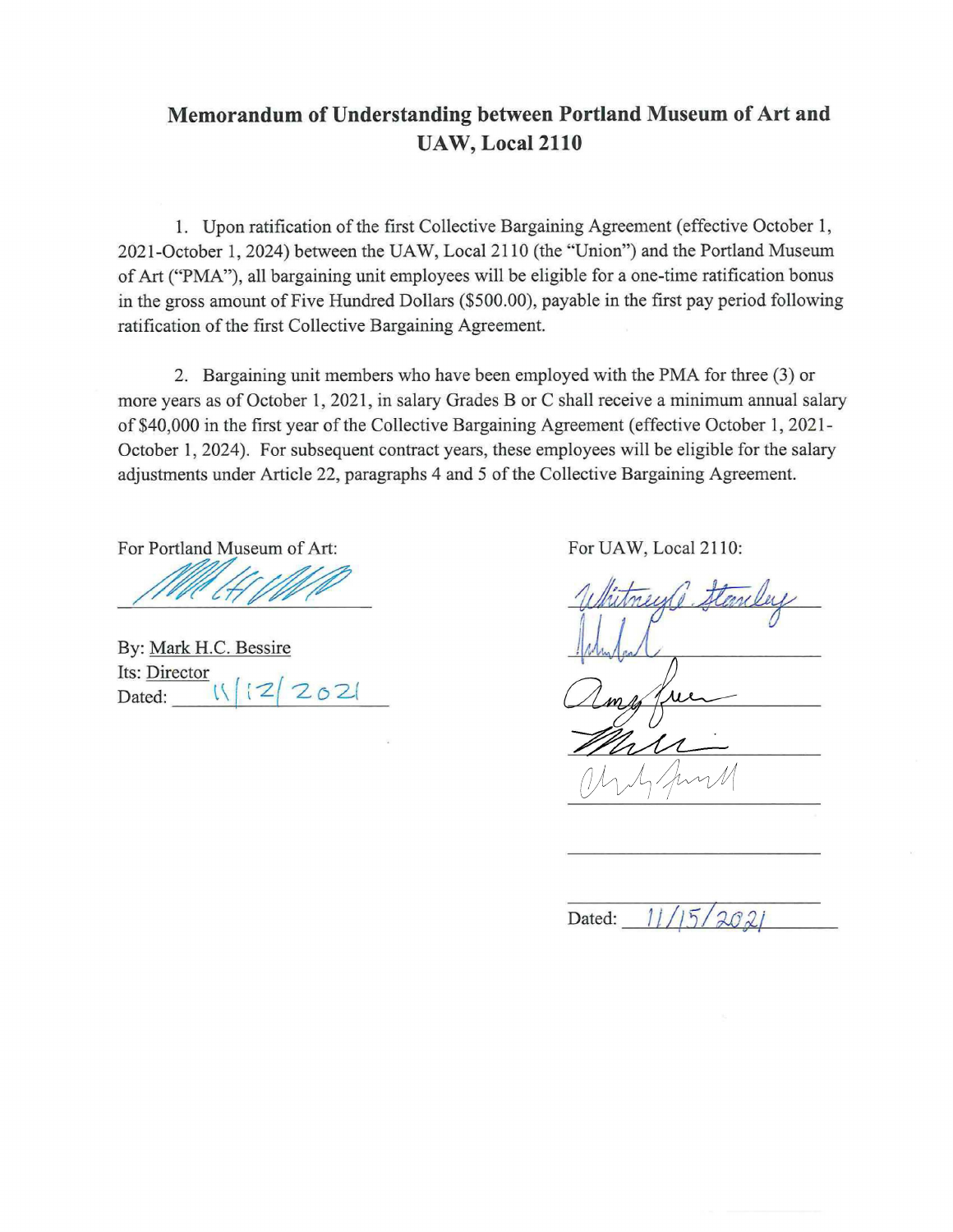# Memorandum of Understanding between Portland Museum of Art and UAW, Local 2110

1. Upon ratification of the first Collective Bargaining Agreement (effective October 1, 2021-October 1, 2024) between the UAW, Local 2110 (the "Union") and the Portland Museum of Art ("PMA"), all bargaining unit employees will be eligible for a one-time ratification bonus in the gross amount of Five Hundred Dollars ($500.00), payable in the first pay period following ratification of the first Collective Bargaining Agreement.

2. Bargaining unit members who have been employed with the PMA for three (3) or more years as of October 1, 2021, in salary Grades B or C shall receive a minimum annual salary of $40,000 in the first year of the Collective Bargaining Agreement (effective October 1, 2021-October 1, 2024). For subsequent contract years, these employees will be eligible for the salary adjustments under Article 22, paragraphs 4 and 5 of the Collective Bargaining Agreement.

For Portland Museum of Art:

By: Mark H.C. Bessire
Its: Director
Dated: 11/12/2021

For UAW, Local 2110:

Dated: 11/15/2021